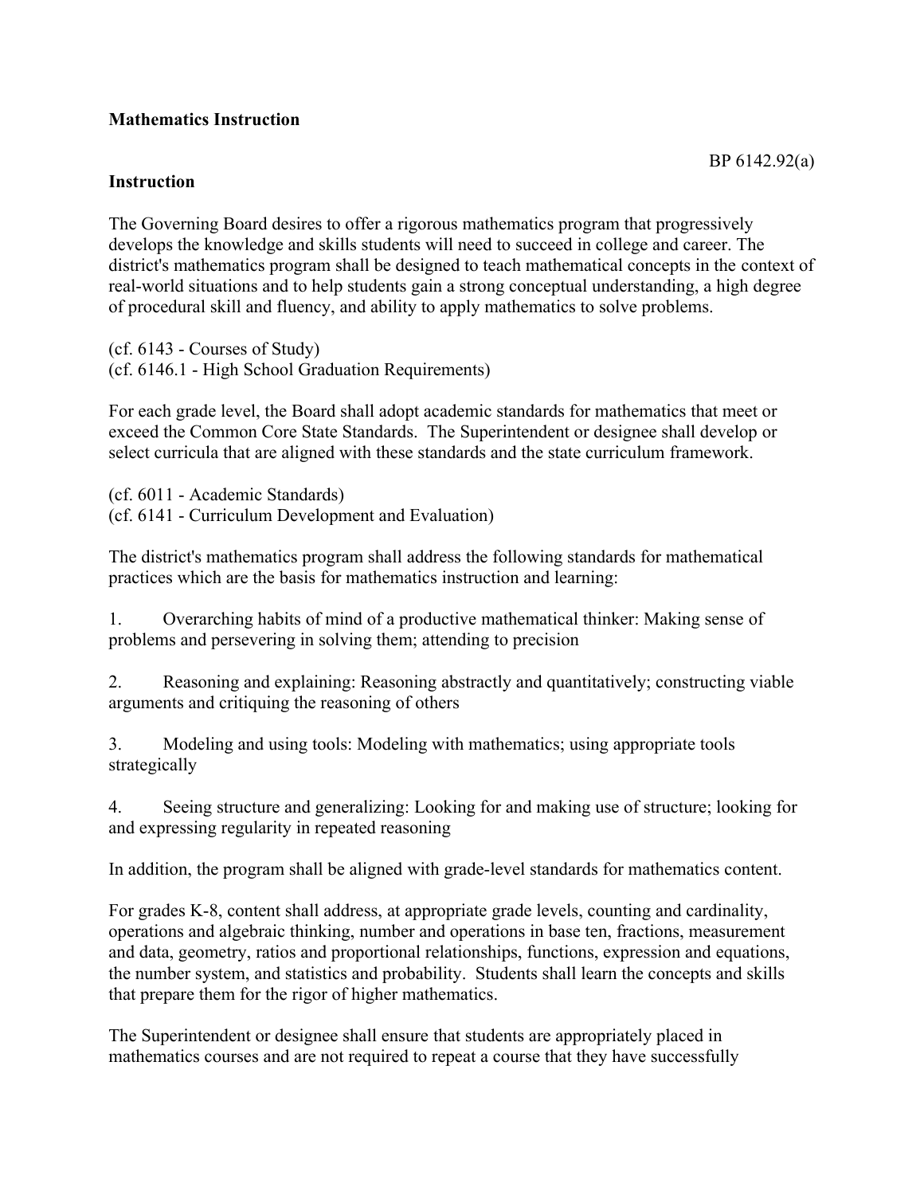**Mathematics Instruction**

BP 6142.92(a)

**Instruction**

The Governing Board desires to offer a rigorous mathematics program that progressively develops the knowledge and skills students will need to succeed in college and career. The district's mathematics program shall be designed to teach mathematical concepts in the context of real-world situations and to help students gain a strong conceptual understanding, a high degree of procedural skill and fluency, and ability to apply mathematics to solve problems.

(cf. 6143 - Courses of Study)
(cf. 6146.1 - High School Graduation Requirements)

For each grade level, the Board shall adopt academic standards for mathematics that meet or exceed the Common Core State Standards. The Superintendent or designee shall develop or select curricula that are aligned with these standards and the state curriculum framework.

(cf. 6011 - Academic Standards)
(cf. 6141 - Curriculum Development and Evaluation)

The district's mathematics program shall address the following standards for mathematical practices which are the basis for mathematics instruction and learning:

1. Overarching habits of mind of a productive mathematical thinker: Making sense of problems and persevering in solving them; attending to precision

2. Reasoning and explaining: Reasoning abstractly and quantitatively; constructing viable arguments and critiquing the reasoning of others

3. Modeling and using tools: Modeling with mathematics; using appropriate tools strategically

4. Seeing structure and generalizing: Looking for and making use of structure; looking for and expressing regularity in repeated reasoning

In addition, the program shall be aligned with grade-level standards for mathematics content.

For grades K-8, content shall address, at appropriate grade levels, counting and cardinality, operations and algebraic thinking, number and operations in base ten, fractions, measurement and data, geometry, ratios and proportional relationships, functions, expression and equations, the number system, and statistics and probability. Students shall learn the concepts and skills that prepare them for the rigor of higher mathematics.

The Superintendent or designee shall ensure that students are appropriately placed in mathematics courses and are not required to repeat a course that they have successfully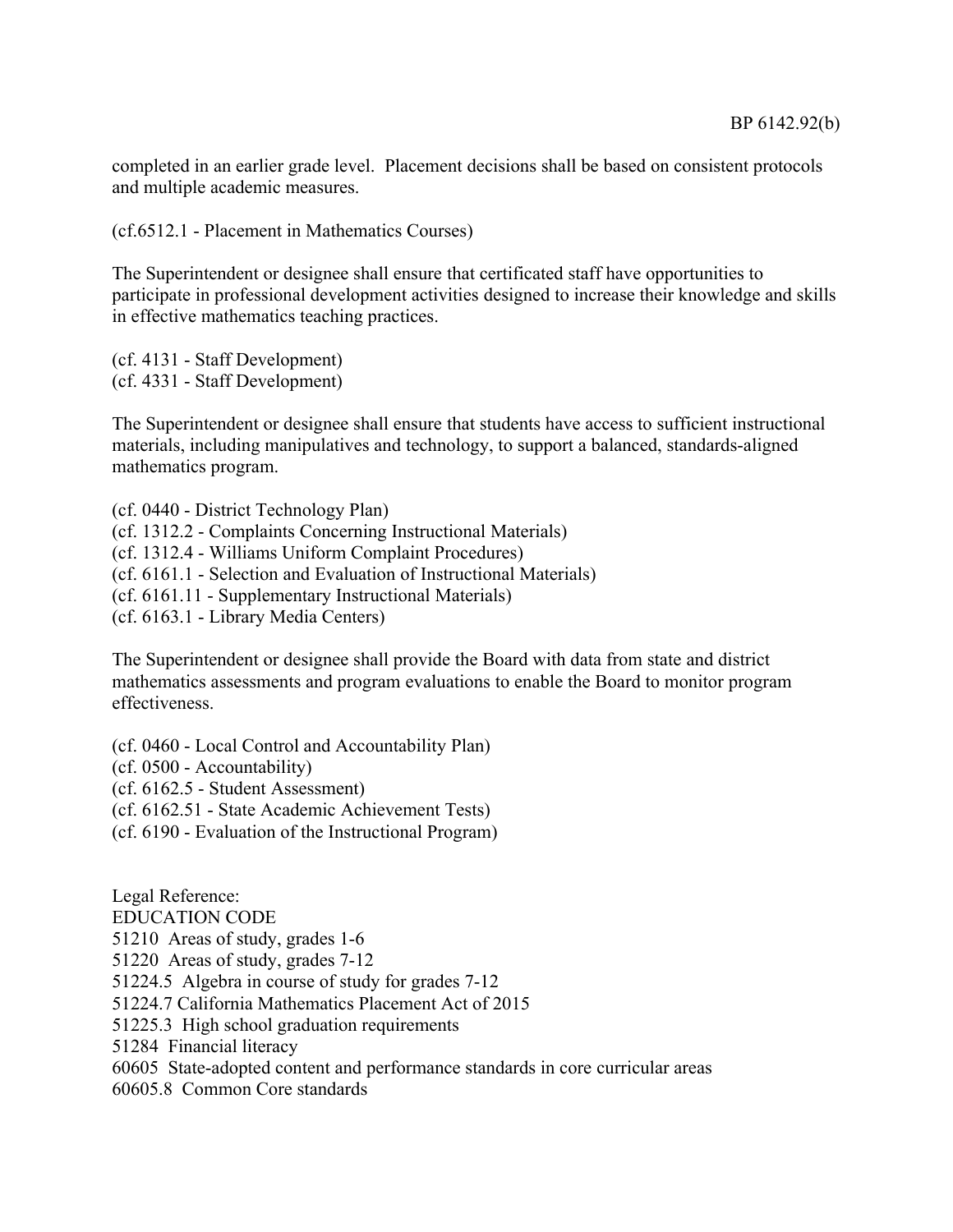completed in an earlier grade level. Placement decisions shall be based on consistent protocols and multiple academic measures.

(cf.6512.1 - Placement in Mathematics Courses)

The Superintendent or designee shall ensure that certificated staff have opportunities to participate in professional development activities designed to increase their knowledge and skills in effective mathematics teaching practices.

(cf. 4131 - Staff Development)
(cf. 4331 - Staff Development)

The Superintendent or designee shall ensure that students have access to sufficient instructional materials, including manipulatives and technology, to support a balanced, standards-aligned mathematics program.

(cf. 0440 - District Technology Plan)
(cf. 1312.2 - Complaints Concerning Instructional Materials)
(cf. 1312.4 - Williams Uniform Complaint Procedures)
(cf. 6161.1 - Selection and Evaluation of Instructional Materials)
(cf. 6161.11 - Supplementary Instructional Materials)
(cf. 6163.1 - Library Media Centers)

The Superintendent or designee shall provide the Board with data from state and district mathematics assessments and program evaluations to enable the Board to monitor program effectiveness.

(cf. 0460 - Local Control and Accountability Plan)
(cf. 0500 - Accountability)
(cf. 6162.5 - Student Assessment)
(cf. 6162.51 - State Academic Achievement Tests)
(cf. 6190 - Evaluation of the Instructional Program)

Legal Reference:
EDUCATION CODE
51210 Areas of study, grades 1-6
51220 Areas of study, grades 7-12
51224.5 Algebra in course of study for grades 7-12
51224.7 California Mathematics Placement Act of 2015
51225.3 High school graduation requirements
51284 Financial literacy
60605 State-adopted content and performance standards in core curricular areas
60605.8 Common Core standards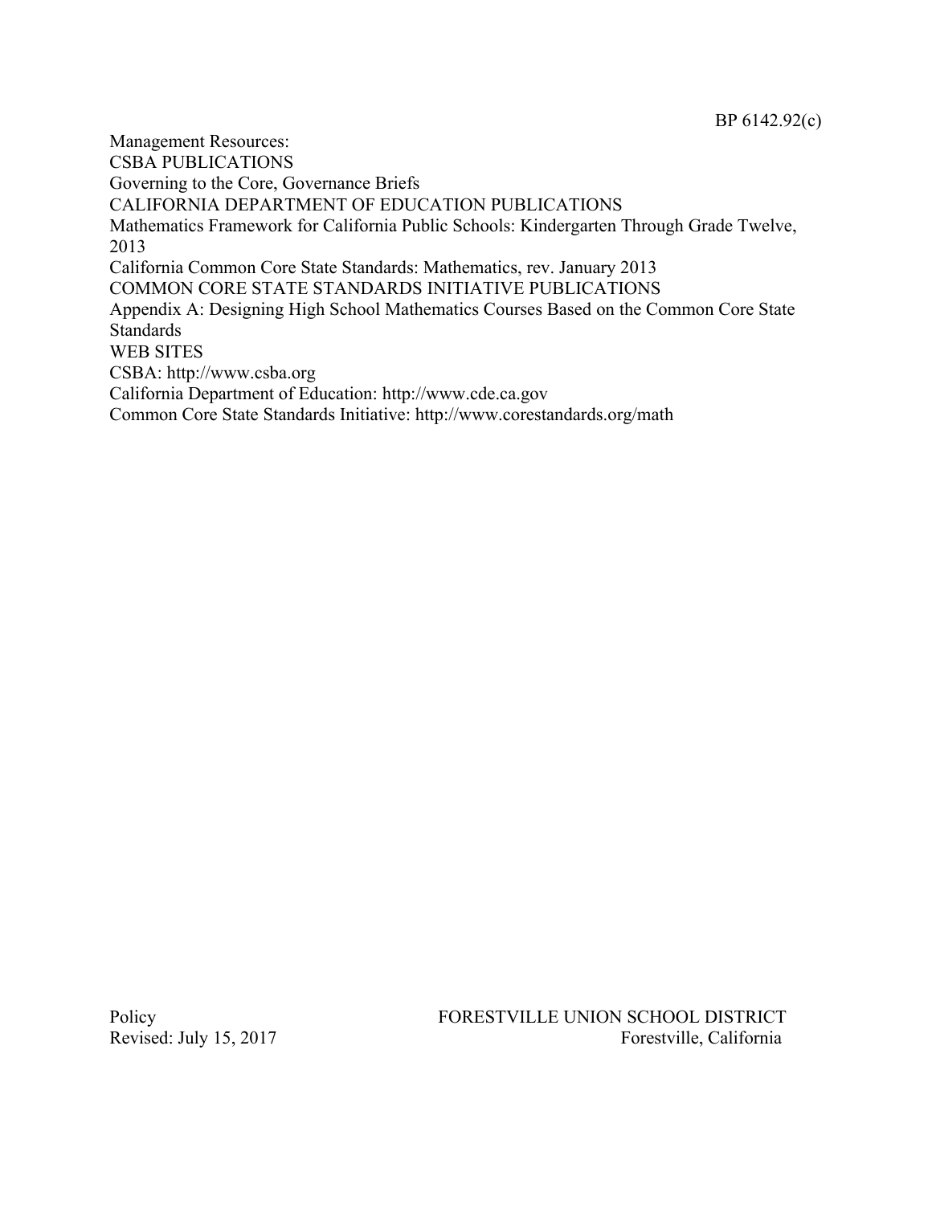Management Resources:

CSBA PUBLICATIONS

Governing to the Core, Governance Briefs

CALIFORNIA DEPARTMENT OF EDUCATION PUBLICATIONS

Mathematics Framework for California Public Schools: Kindergarten Through Grade Twelve, 2013

California Common Core State Standards: Mathematics, rev. January 2013

COMMON CORE STATE STANDARDS INITIATIVE PUBLICATIONS

Appendix A: Designing High School Mathematics Courses Based on the Common Core State Standards

WEB SITES

CSBA: http://www.csba.org

California Department of Education: http://www.cde.ca.gov

Common Core State Standards Initiative: http://www.corestandards.org/math

Policy
Revised: July 15, 2017

FORESTVILLE UNION SCHOOL DISTRICT
Forestville, California